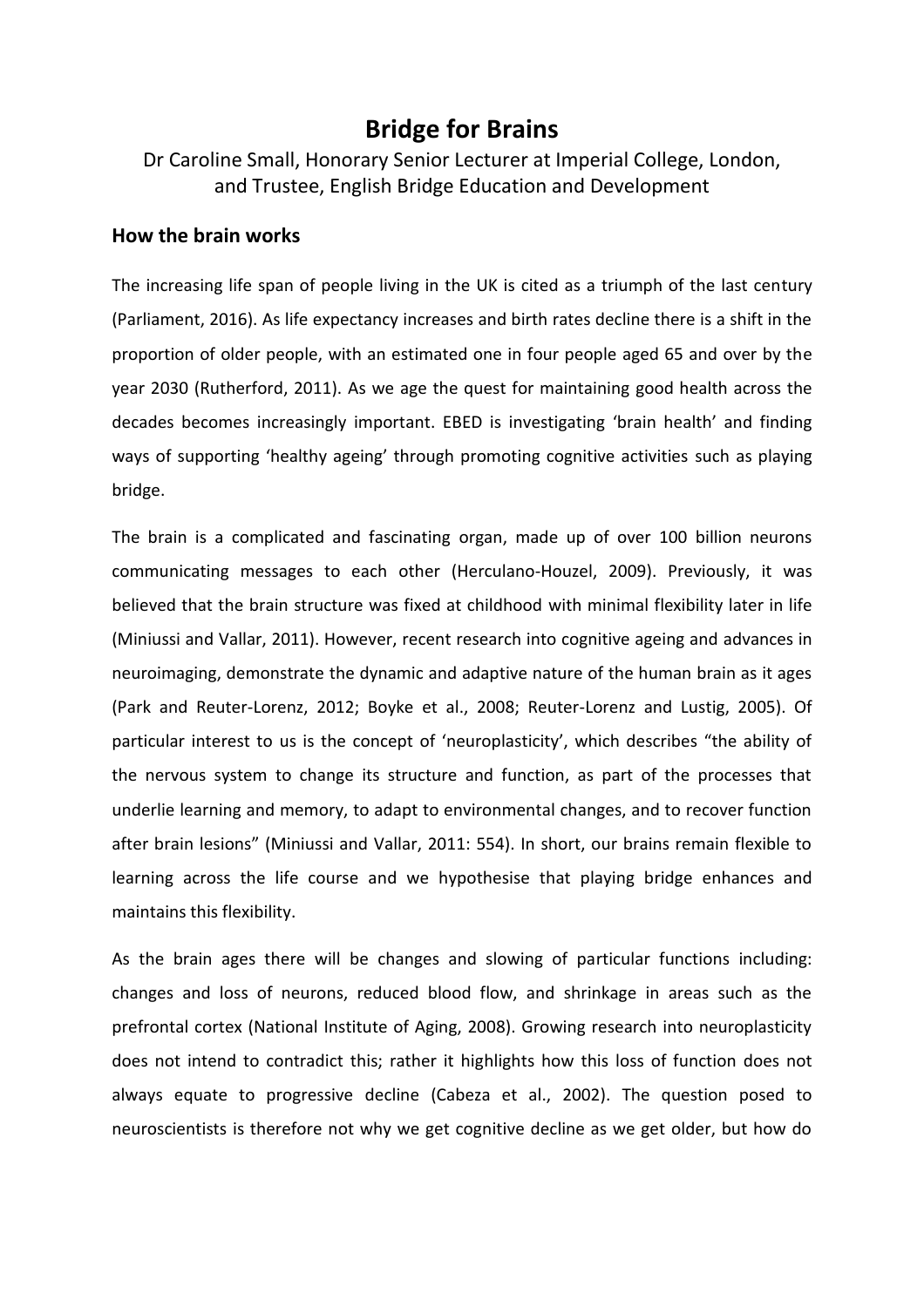# Bridge for Brains

Dr Caroline Small, Honorary Senior Lecturer at Imperial College, London, and Trustee, English Bridge Education and Development

## How the brain works

The increasing life span of people living in the UK is cited as a triumph of the last century (Parliament, 2016). As life expectancy increases and birth rates decline there is a shift in the proportion of older people, with an estimated one in four people aged 65 and over by the year 2030 (Rutherford, 2011). As we age the quest for maintaining good health across the decades becomes increasingly important. EBED is investigating 'brain health' and finding ways of supporting 'healthy ageing' through promoting cognitive activities such as playing bridge.

The brain is a complicated and fascinating organ, made up of over 100 billion neurons communicating messages to each other (Herculano-Houzel, 2009). Previously, it was believed that the brain structure was fixed at childhood with minimal flexibility later in life (Miniussi and Vallar, 2011). However, recent research into cognitive ageing and advances in neuroimaging, demonstrate the dynamic and adaptive nature of the human brain as it ages (Park and Reuter-Lorenz, 2012; Boyke et al., 2008; Reuter-Lorenz and Lustig, 2005). Of particular interest to us is the concept of 'neuroplasticity', which describes "the ability of the nervous system to change its structure and function, as part of the processes that underlie learning and memory, to adapt to environmental changes, and to recover function after brain lesions" (Miniussi and Vallar, 2011: 554). In short, our brains remain flexible to learning across the life course and we hypothesise that playing bridge enhances and maintains this flexibility.

As the brain ages there will be changes and slowing of particular functions including: changes and loss of neurons, reduced blood flow, and shrinkage in areas such as the prefrontal cortex (National Institute of Aging, 2008). Growing research into neuroplasticity does not intend to contradict this; rather it highlights how this loss of function does not always equate to progressive decline (Cabeza et al., 2002). The question posed to neuroscientists is therefore not why we get cognitive decline as we get older, but how do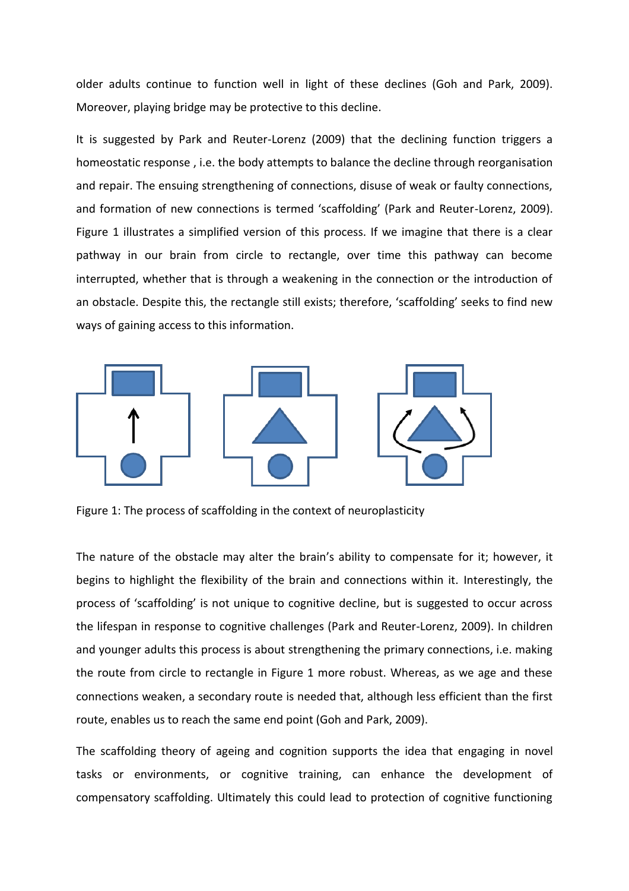older adults continue to function well in light of these declines (Goh and Park, 2009). Moreover, playing bridge may be protective to this decline.

It is suggested by Park and Reuter-Lorenz (2009) that the declining function triggers a homeostatic response , i.e. the body attempts to balance the decline through reorganisation and repair. The ensuing strengthening of connections, disuse of weak or faulty connections, and formation of new connections is termed 'scaffolding' (Park and Reuter-Lorenz, 2009). Figure 1 illustrates a simplified version of this process. If we imagine that there is a clear pathway in our brain from circle to rectangle, over time this pathway can become interrupted, whether that is through a weakening in the connection or the introduction of an obstacle. Despite this, the rectangle still exists; therefore, 'scaffolding' seeks to find new ways of gaining access to this information.

Figure 1: The process of scaffolding in the context of neuroplasticity

The nature of the obstacle may alter the brain's ability to compensate for it; however, it begins to highlight the flexibility of the brain and connections within it. Interestingly, the process of 'scaffolding' is not unique to cognitive decline, but is suggested to occur across the lifespan in response to cognitive challenges (Park and Reuter-Lorenz, 2009). In children and younger adults this process is about strengthening the primary connections, i.e. making the route from circle to rectangle in Figure 1 more robust. Whereas, as we age and these connections weaken, a secondary route is needed that, although less efficient than the first route, enables us to reach the same end point (Goh and Park, 2009).

The scaffolding theory of ageing and cognition supports the idea that engaging in novel tasks or environments, or cognitive training, can enhance the development of compensatory scaffolding. Ultimately this could lead to protection of cognitive functioning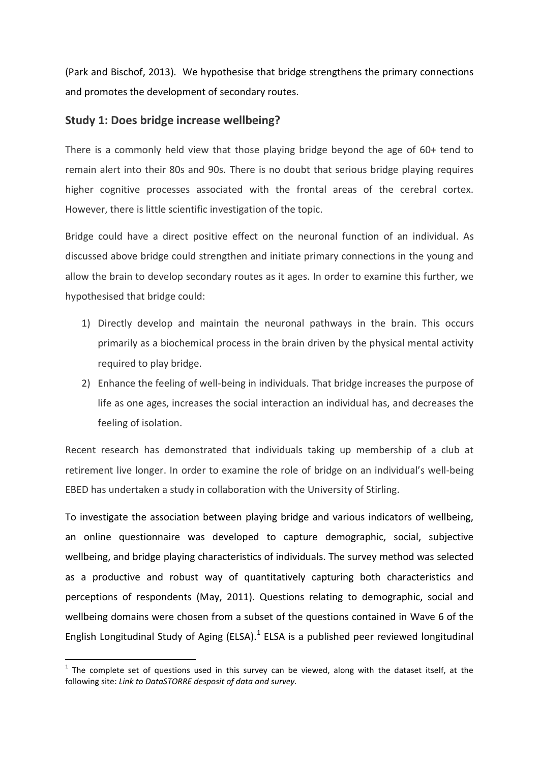(Park and Bischof, 2013). We hypothesise that bridge strengthens the primary connections and promotes the development of secondary routes.

## Study 1: Does bridge increase wellbeing?

There is a commonly held view that those playing bridge beyond the age of 60+ tend to remain alert into their 80s and 90s. There is no doubt that serious bridge playing requires higher cognitive processes associated with the frontal areas of the cerebral cortex. However, there is little scientific investigation of the topic.

Bridge could have a direct positive effect on the neuronal function of an individual. As discussed above bridge could strengthen and initiate primary connections in the young and allow the brain to develop secondary routes as it ages. In order to examine this further, we hypothesised that bridge could:

1) Directly develop and maintain the neuronal pathways in the brain. This occurs primarily as a biochemical process in the brain driven by the physical mental activity required to play bridge.
2) Enhance the feeling of well-being in individuals. That bridge increases the purpose of life as one ages, increases the social interaction an individual has, and decreases the feeling of isolation.

Recent research has demonstrated that individuals taking up membership of a club at retirement live longer. In order to examine the role of bridge on an individual's well-being EBED has undertaken a study in collaboration with the University of Stirling.

To investigate the association between playing bridge and various indicators of wellbeing, an online questionnaire was developed to capture demographic, social, subjective wellbeing, and bridge playing characteristics of individuals. The survey method was selected as a productive and robust way of quantitatively capturing both characteristics and perceptions of respondents (May, 2011). Questions relating to demographic, social and wellbeing domains were chosen from a subset of the questions contained in Wave 6 of the English Longitudinal Study of Aging (ELSA).[1] ELSA is a published peer reviewed longitudinal

[1] The complete set of questions used in this survey can be viewed, along with the dataset itself, at the following site: *Link to DataSTORRE desposit of data and survey.*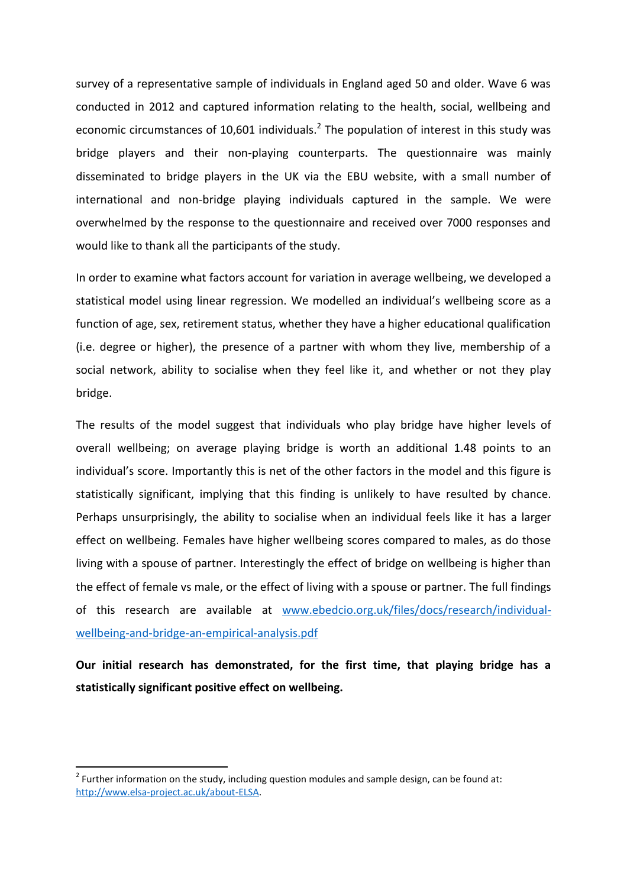survey of a representative sample of individuals in England aged 50 and older. Wave 6 was conducted in 2012 and captured information relating to the health, social, wellbeing and economic circumstances of 10,601 individuals.[2] The population of interest in this study was bridge players and their non-playing counterparts. The questionnaire was mainly disseminated to bridge players in the UK via the EBU website, with a small number of international and non-bridge playing individuals captured in the sample. We were overwhelmed by the response to the questionnaire and received over 7000 responses and would like to thank all the participants of the study.

In order to examine what factors account for variation in average wellbeing, we developed a statistical model using linear regression. We modelled an individual's wellbeing score as a function of age, sex, retirement status, whether they have a higher educational qualification (i.e. degree or higher), the presence of a partner with whom they live, membership of a social network, ability to socialise when they feel like it, and whether or not they play bridge.

The results of the model suggest that individuals who play bridge have higher levels of overall wellbeing; on average playing bridge is worth an additional 1.48 points to an individual's score. Importantly this is net of the other factors in the model and this figure is statistically significant, implying that this finding is unlikely to have resulted by chance. Perhaps unsurprisingly, the ability to socialise when an individual feels like it has a larger effect on wellbeing. Females have higher wellbeing scores compared to males, as do those living with a spouse of partner. Interestingly the effect of bridge on wellbeing is higher than the effect of female vs male, or the effect of living with a spouse or partner. The full findings of this research are available at [www.ebedcio.org.uk/files/docs/research/individual-wellbeing-and-bridge-an-empirical-analysis.pdf](www.ebedcio.org.uk/files/docs/research/individual-wellbeing-and-bridge-an-empirical-analysis.pdf)

**Our initial research has demonstrated, for the first time, that playing bridge has a statistically significant positive effect on wellbeing.**

---

[2] Further information on the study, including question modules and sample design, can be found at: [http://www.elsa-project.ac.uk/about-ELSA](http://www.elsa-project.ac.uk/about-ELSA).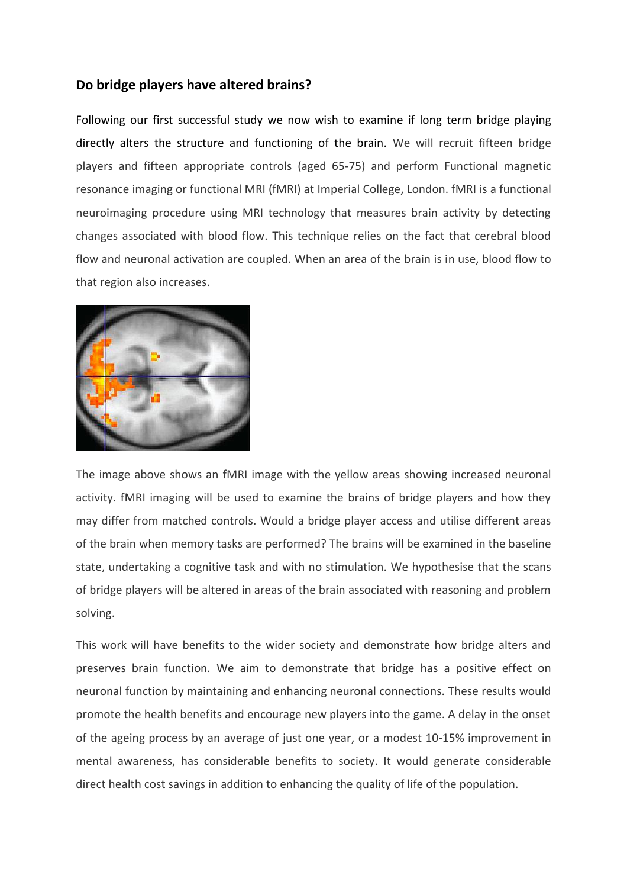## Do bridge players have altered brains?

Following our first successful study we now wish to examine if long term bridge playing directly alters the structure and functioning of the brain. We will recruit fifteen bridge players and fifteen appropriate controls (aged 65-75) and perform Functional magnetic resonance imaging or functional MRI (fMRI) at Imperial College, London. fMRI is a functional neuroimaging procedure using MRI technology that measures brain activity by detecting changes associated with blood flow. This technique relies on the fact that cerebral blood flow and neuronal activation are coupled. When an area of the brain is in use, blood flow to that region also increases.

The image above shows an fMRI image with the yellow areas showing increased neuronal activity. fMRI imaging will be used to examine the brains of bridge players and how they may differ from matched controls. Would a bridge player access and utilise different areas of the brain when memory tasks are performed? The brains will be examined in the baseline state, undertaking a cognitive task and with no stimulation. We hypothesise that the scans of bridge players will be altered in areas of the brain associated with reasoning and problem solving.

This work will have benefits to the wider society and demonstrate how bridge alters and preserves brain function. We aim to demonstrate that bridge has a positive effect on neuronal function by maintaining and enhancing neuronal connections. These results would promote the health benefits and encourage new players into the game. A delay in the onset of the ageing process by an average of just one year, or a modest 10-15% improvement in mental awareness, has considerable benefits to society. It would generate considerable direct health cost savings in addition to enhancing the quality of life of the population.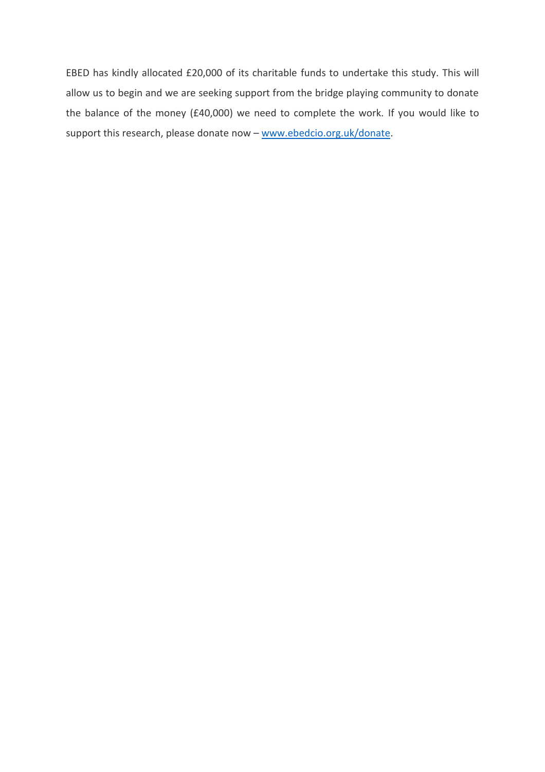EBED has kindly allocated £20,000 of its charitable funds to undertake this study. This will allow us to begin and we are seeking support from the bridge playing community to donate the balance of the money (£40,000) we need to complete the work. If you would like to support this research, please donate now – [www.ebedcio.org.uk/donate](http://www.ebedcio.org.uk/donate).